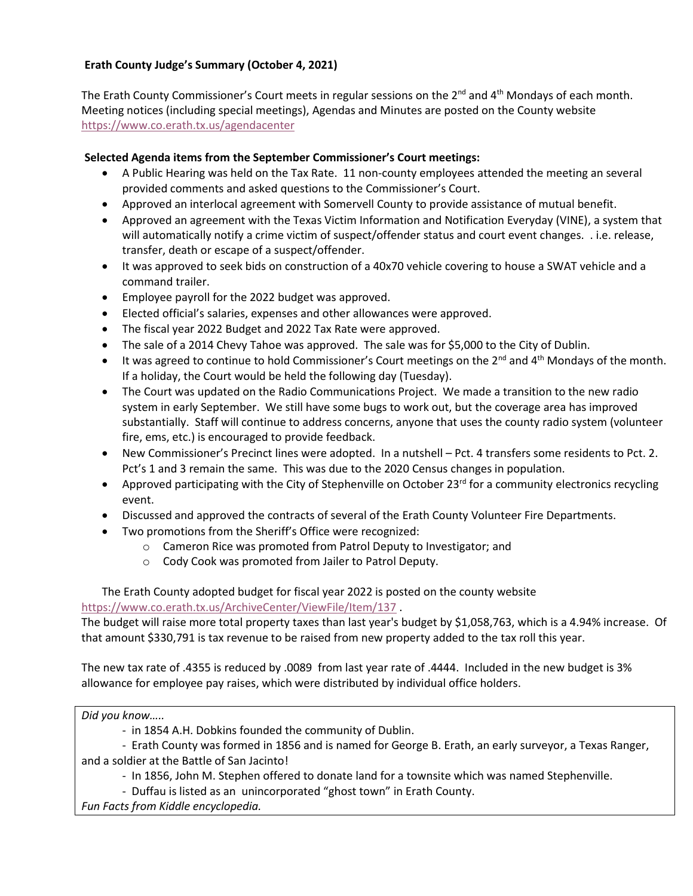**Erath County Judge's Summary (October 4, 2021)**

The Erath County Commissioner's Court meets in regular sessions on the 2nd and 4th Mondays of each month. Meeting notices (including special meetings), Agendas and Minutes are posted on the County website https://www.co.erath.tx.us/agendacenter

**Selected Agenda items from the September Commissioner's Court meetings:**

- A Public Hearing was held on the Tax Rate. 11 non-county employees attended the meeting an several provided comments and asked questions to the Commissioner's Court.
- Approved an interlocal agreement with Somervell County to provide assistance of mutual benefit.
- Approved an agreement with the Texas Victim Information and Notification Everyday (VINE), a system that will automatically notify a crime victim of suspect/offender status and court event changes. . i.e. release, transfer, death or escape of a suspect/offender.
- It was approved to seek bids on construction of a 40x70 vehicle covering to house a SWAT vehicle and a command trailer.
- Employee payroll for the 2022 budget was approved.
- Elected official's salaries, expenses and other allowances were approved.
- The fiscal year 2022 Budget and 2022 Tax Rate were approved.
- The sale of a 2014 Chevy Tahoe was approved. The sale was for $5,000 to the City of Dublin.
- It was agreed to continue to hold Commissioner's Court meetings on the 2nd and 4th Mondays of the month. If a holiday, the Court would be held the following day (Tuesday).
- The Court was updated on the Radio Communications Project. We made a transition to the new radio system in early September. We still have some bugs to work out, but the coverage area has improved substantially. Staff will continue to address concerns, anyone that uses the county radio system (volunteer fire, ems, etc.) is encouraged to provide feedback.
- New Commissioner's Precinct lines were adopted. In a nutshell – Pct. 4 transfers some residents to Pct. 2. Pct's 1 and 3 remain the same. This was due to the 2020 Census changes in population.
- Approved participating with the City of Stephenville on October 23rd for a community electronics recycling event.
- Discussed and approved the contracts of several of the Erath County Volunteer Fire Departments.
- Two promotions from the Sheriff's Office were recognized:
  - Cameron Rice was promoted from Patrol Deputy to Investigator; and
  - Cody Cook was promoted from Jailer to Patrol Deputy.

The Erath County adopted budget for fiscal year 2022 is posted on the county website https://www.co.erath.tx.us/ArchiveCenter/ViewFile/Item/137 .
The budget will raise more total property taxes than last year's budget by $1,058,763, which is a 4.94% increase. Of that amount $330,791 is tax revenue to be raised from new property added to the tax roll this year.

The new tax rate of .4355 is reduced by .0089 from last year rate of .4444. Included in the new budget is 3% allowance for employee pay raises, which were distributed by individual office holders.

*Did you know…..*

- in 1854 A.H. Dobkins founded the community of Dublin.
- Erath County was formed in 1856 and is named for George B. Erath, an early surveyor, a Texas Ranger, and a soldier at the Battle of San Jacinto!
- In 1856, John M. Stephen offered to donate land for a townsite which was named Stephenville.
- Duffau is listed as an unincorporated "ghost town" in Erath County.

*Fun Facts from Kiddle encyclopedia.*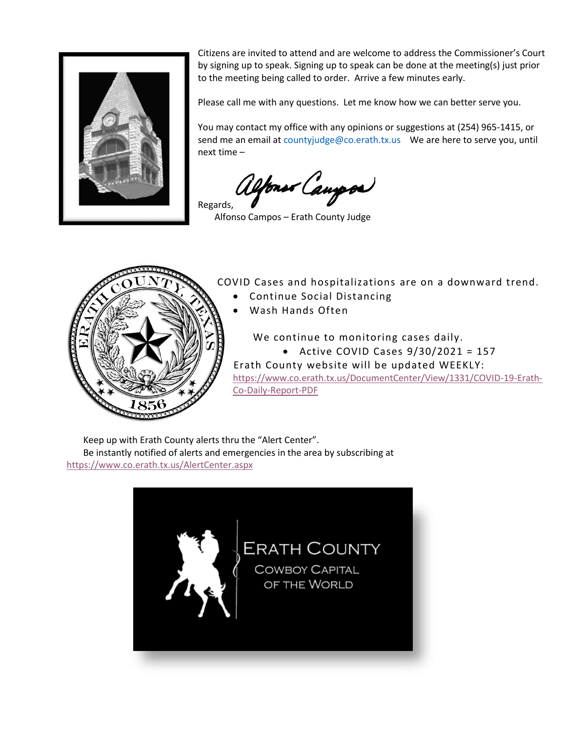Citizens are invited to attend and are welcome to address the Commissioner's Court by signing up to speak. Signing up to speak can be done at the meeting(s) just prior to the meeting being called to order. Arrive a few minutes early.

Please call me with any questions. Let me know how we can better serve you.

You may contact my office with any opinions or suggestions at (254) 965-1415, or send me an email at countyjudge@co.erath.tx.us We are here to serve you, until next time –

Regards,

Alfonso Campos – Erath County Judge

COVID Cases and hospitalizations are on a downward trend.

- Continue Social Distancing
- Wash Hands Often

We continue to monitoring cases daily.

- Active COVID Cases 9/30/2021 = 157

Erath County website will be updated WEEKLY:
https://www.co.erath.tx.us/DocumentCenter/View/1331/COVID-19-Erath-Co-Daily-Report-PDF

Keep up with Erath County alerts thru the "Alert Center".
Be instantly notified of alerts and emergencies in the area by subscribing at
https://www.co.erath.tx.us/AlertCenter.aspx